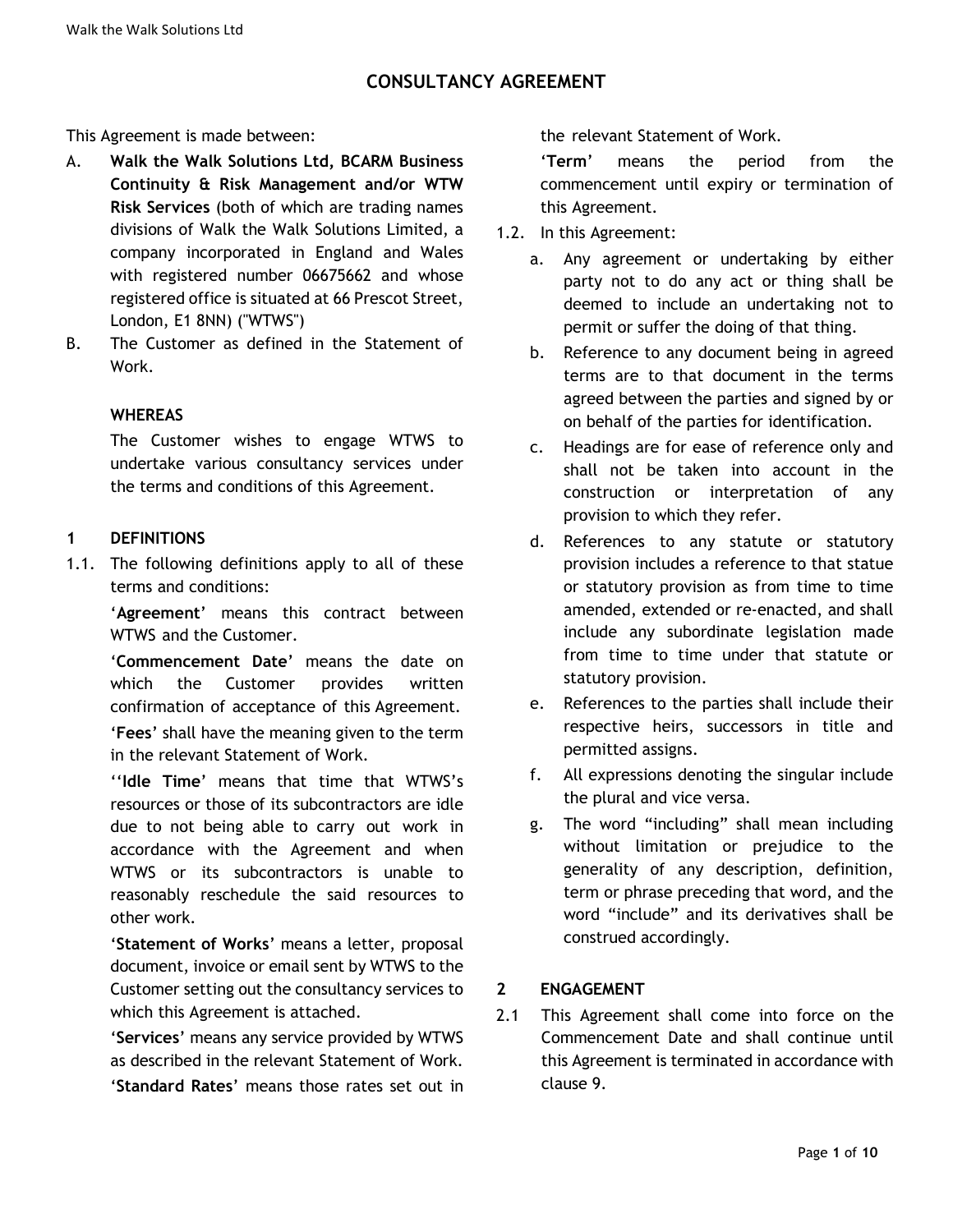# CONSULTANCY AGREEMENT

This Agreement is made between:

A. **Walk the Walk Solutions Ltd, BCARM Business Continuity & Risk Management and/or WTW Risk Services** (both of which are trading names divisions of Walk the Walk Solutions Limited, a company incorporated in England and Wales with registered number 06675662 and whose registered office is situated at 66 Prescot Street, London, E1 8NN) ("WTWS")

B. The Customer as defined in the Statement of Work.

**WHEREAS**

The Customer wishes to engage WTWS to undertake various consultancy services under the terms and conditions of this Agreement.

## 1 DEFINITIONS

1.1. The following definitions apply to all of these terms and conditions:

'**Agreement**' means this contract between WTWS and the Customer.

'**Commencement Date**' means the date on which the Customer provides written confirmation of acceptance of this Agreement.

'**Fees**' shall have the meaning given to the term in the relevant Statement of Work.

''**Idle Time**' means that time that WTWS's resources or those of its subcontractors are idle due to not being able to carry out work in accordance with the Agreement and when WTWS or its subcontractors is unable to reasonably reschedule the said resources to other work.

'**Statement of Works**' means a letter, proposal document, invoice or email sent by WTWS to the Customer setting out the consultancy services to which this Agreement is attached.

'**Services**' means any service provided by WTWS as described in the relevant Statement of Work.

'**Standard Rates**' means those rates set out in the relevant Statement of Work.

'**Term**' means the period from the commencement until expiry or termination of this Agreement.

1.2. In this Agreement:

a. Any agreement or undertaking by either party not to do any act or thing shall be deemed to include an undertaking not to permit or suffer the doing of that thing.

b. Reference to any document being in agreed terms are to that document in the terms agreed between the parties and signed by or on behalf of the parties for identification.

c. Headings are for ease of reference only and shall not be taken into account in the construction or interpretation of any provision to which they refer.

d. References to any statute or statutory provision includes a reference to that statue or statutory provision as from time to time amended, extended or re-enacted, and shall include any subordinate legislation made from time to time under that statute or statutory provision.

e. References to the parties shall include their respective heirs, successors in title and permitted assigns.

f. All expressions denoting the singular include the plural and vice versa.

g. The word "including" shall mean including without limitation or prejudice to the generality of any description, definition, term or phrase preceding that word, and the word "include" and its derivatives shall be construed accordingly.

## 2 ENGAGEMENT

2.1 This Agreement shall come into force on the Commencement Date and shall continue until this Agreement is terminated in accordance with clause 9.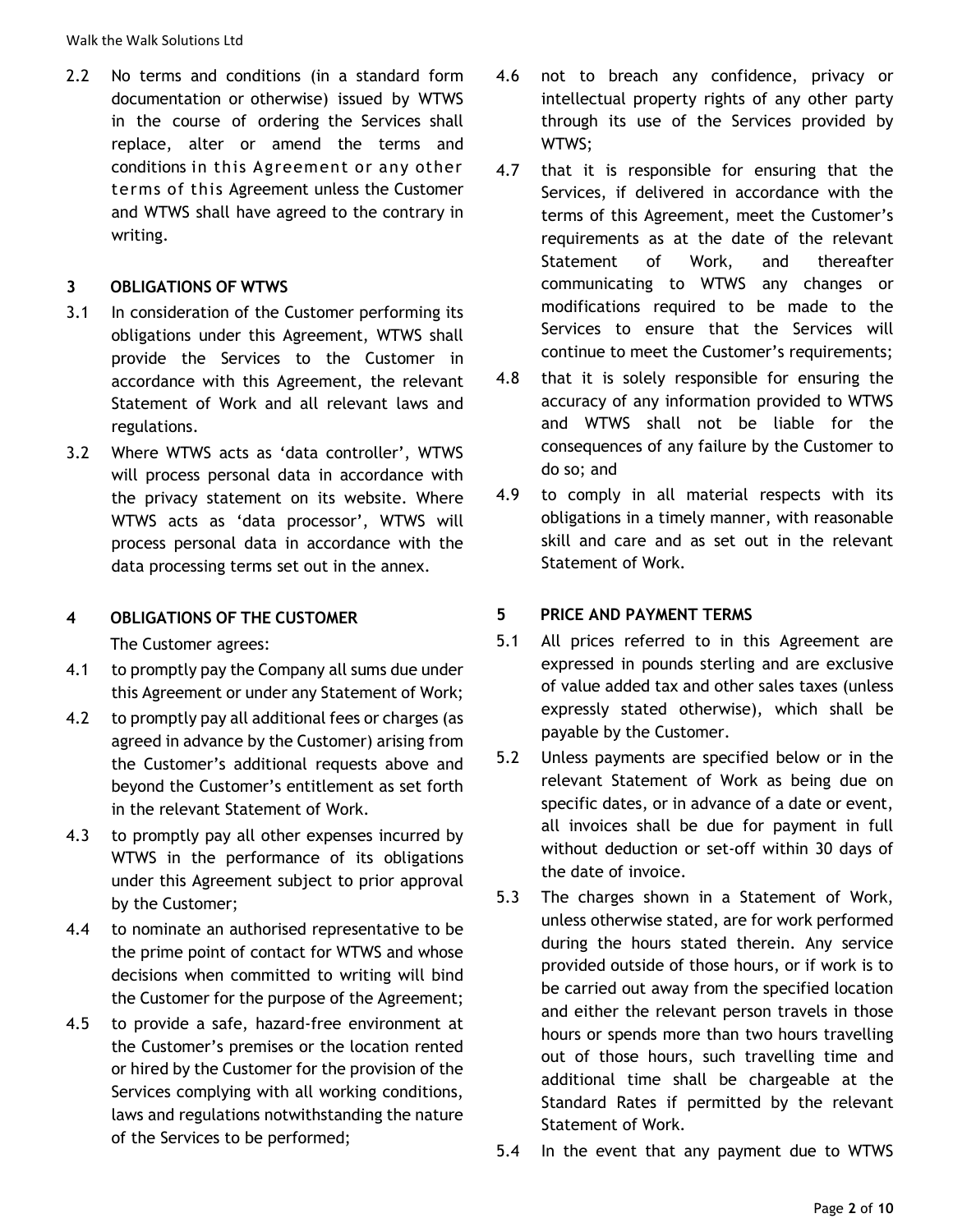2.2 No terms and conditions (in a standard form documentation or otherwise) issued by WTWS in the course of ordering the Services shall replace, alter or amend the terms and conditions in this Agreement or any other terms of this Agreement unless the Customer and WTWS shall have agreed to the contrary in writing.

### 3 OBLIGATIONS OF WTWS

3.1 In consideration of the Customer performing its obligations under this Agreement, WTWS shall provide the Services to the Customer in accordance with this Agreement, the relevant Statement of Work and all relevant laws and regulations.

3.2 Where WTWS acts as 'data controller', WTWS will process personal data in accordance with the privacy statement on its website. Where WTWS acts as 'data processor', WTWS will process personal data in accordance with the data processing terms set out in the annex.

### 4 OBLIGATIONS OF THE CUSTOMER

The Customer agrees:

4.1 to promptly pay the Company all sums due under this Agreement or under any Statement of Work;

4.2 to promptly pay all additional fees or charges (as agreed in advance by the Customer) arising from the Customer's additional requests above and beyond the Customer's entitlement as set forth in the relevant Statement of Work.

4.3 to promptly pay all other expenses incurred by WTWS in the performance of its obligations under this Agreement subject to prior approval by the Customer;

4.4 to nominate an authorised representative to be the prime point of contact for WTWS and whose decisions when committed to writing will bind the Customer for the purpose of the Agreement;

4.5 to provide a safe, hazard-free environment at the Customer's premises or the location rented or hired by the Customer for the provision of the Services complying with all working conditions, laws and regulations notwithstanding the nature of the Services to be performed;

4.6 not to breach any confidence, privacy or intellectual property rights of any other party through its use of the Services provided by WTWS;

4.7 that it is responsible for ensuring that the Services, if delivered in accordance with the terms of this Agreement, meet the Customer's requirements as at the date of the relevant Statement of Work, and thereafter communicating to WTWS any changes or modifications required to be made to the Services to ensure that the Services will continue to meet the Customer's requirements;

4.8 that it is solely responsible for ensuring the accuracy of any information provided to WTWS and WTWS shall not be liable for the consequences of any failure by the Customer to do so; and

4.9 to comply in all material respects with its obligations in a timely manner, with reasonable skill and care and as set out in the relevant Statement of Work.

### 5 PRICE AND PAYMENT TERMS

5.1 All prices referred to in this Agreement are expressed in pounds sterling and are exclusive of value added tax and other sales taxes (unless expressly stated otherwise), which shall be payable by the Customer.

5.2 Unless payments are specified below or in the relevant Statement of Work as being due on specific dates, or in advance of a date or event, all invoices shall be due for payment in full without deduction or set-off within 30 days of the date of invoice.

5.3 The charges shown in a Statement of Work, unless otherwise stated, are for work performed during the hours stated therein. Any service provided outside of those hours, or if work is to be carried out away from the specified location and either the relevant person travels in those hours or spends more than two hours travelling out of those hours, such travelling time and additional time shall be chargeable at the Standard Rates if permitted by the relevant Statement of Work.

5.4 In the event that any payment due to WTWS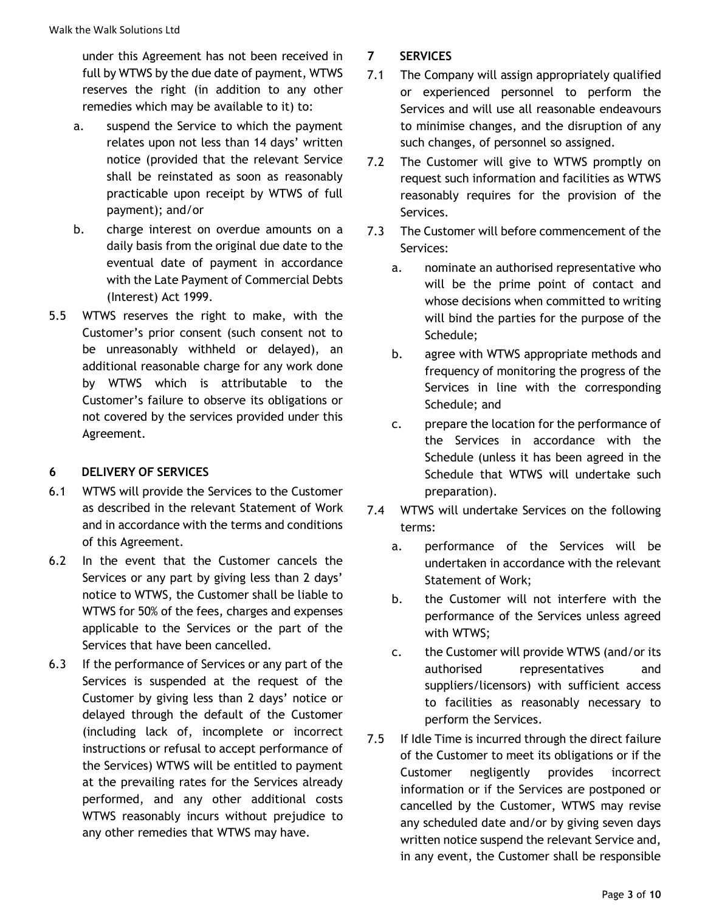under this Agreement has not been received in full by WTWS by the due date of payment, WTWS reserves the right (in addition to any other remedies which may be available to it) to:

a. suspend the Service to which the payment relates upon not less than 14 days' written notice (provided that the relevant Service shall be reinstated as soon as reasonably practicable upon receipt by WTWS of full payment); and/or

b. charge interest on overdue amounts on a daily basis from the original due date to the eventual date of payment in accordance with the Late Payment of Commercial Debts (Interest) Act 1999.

5.5 WTWS reserves the right to make, with the Customer's prior consent (such consent not to be unreasonably withheld or delayed), an additional reasonable charge for any work done by WTWS which is attributable to the Customer's failure to observe its obligations or not covered by the services provided under this Agreement.

## 6 DELIVERY OF SERVICES

6.1 WTWS will provide the Services to the Customer as described in the relevant Statement of Work and in accordance with the terms and conditions of this Agreement.

6.2 In the event that the Customer cancels the Services or any part by giving less than 2 days' notice to WTWS, the Customer shall be liable to WTWS for 50% of the fees, charges and expenses applicable to the Services or the part of the Services that have been cancelled.

6.3 If the performance of Services or any part of the Services is suspended at the request of the Customer by giving less than 2 days' notice or delayed through the default of the Customer (including lack of, incomplete or incorrect instructions or refusal to accept performance of the Services) WTWS will be entitled to payment at the prevailing rates for the Services already performed, and any other additional costs WTWS reasonably incurs without prejudice to any other remedies that WTWS may have.

## 7 SERVICES

7.1 The Company will assign appropriately qualified or experienced personnel to perform the Services and will use all reasonable endeavours to minimise changes, and the disruption of any such changes, of personnel so assigned.

7.2 The Customer will give to WTWS promptly on request such information and facilities as WTWS reasonably requires for the provision of the Services.

7.3 The Customer will before commencement of the Services:

a. nominate an authorised representative who will be the prime point of contact and whose decisions when committed to writing will bind the parties for the purpose of the Schedule;

b. agree with WTWS appropriate methods and frequency of monitoring the progress of the Services in line with the corresponding Schedule; and

c. prepare the location for the performance of the Services in accordance with the Schedule (unless it has been agreed in the Schedule that WTWS will undertake such preparation).

7.4 WTWS will undertake Services on the following terms:

a. performance of the Services will be undertaken in accordance with the relevant Statement of Work;

b. the Customer will not interfere with the performance of the Services unless agreed with WTWS;

c. the Customer will provide WTWS (and/or its authorised representatives and suppliers/licensors) with sufficient access to facilities as reasonably necessary to perform the Services.

7.5 If Idle Time is incurred through the direct failure of the Customer to meet its obligations or if the Customer negligently provides incorrect information or if the Services are postponed or cancelled by the Customer, WTWS may revise any scheduled date and/or by giving seven days written notice suspend the relevant Service and, in any event, the Customer shall be responsible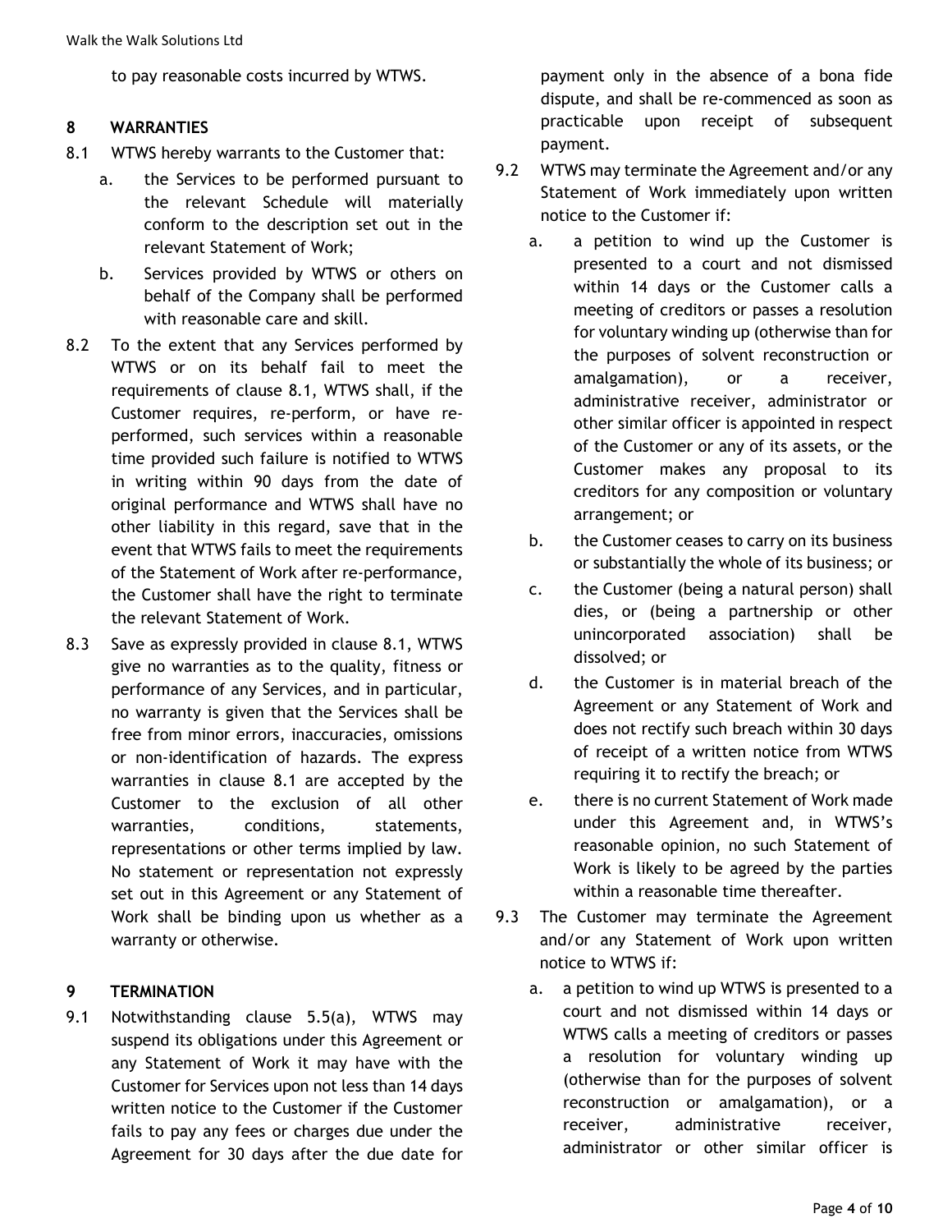to pay reasonable costs incurred by WTWS.

## 8 WARRANTIES

8.1 WTWS hereby warrants to the Customer that:

a. the Services to be performed pursuant to the relevant Schedule will materially conform to the description set out in the relevant Statement of Work;

b. Services provided by WTWS or others on behalf of the Company shall be performed with reasonable care and skill.

8.2 To the extent that any Services performed by WTWS or on its behalf fail to meet the requirements of clause 8.1, WTWS shall, if the Customer requires, re-perform, or have re-performed, such services within a reasonable time provided such failure is notified to WTWS in writing within 90 days from the date of original performance and WTWS shall have no other liability in this regard, save that in the event that WTWS fails to meet the requirements of the Statement of Work after re-performance, the Customer shall have the right to terminate the relevant Statement of Work.

8.3 Save as expressly provided in clause 8.1, WTWS give no warranties as to the quality, fitness or performance of any Services, and in particular, no warranty is given that the Services shall be free from minor errors, inaccuracies, omissions or non-identification of hazards. The express warranties in clause 8.1 are accepted by the Customer to the exclusion of all other warranties, conditions, statements, representations or other terms implied by law. No statement or representation not expressly set out in this Agreement or any Statement of Work shall be binding upon us whether as a warranty or otherwise.

## 9 TERMINATION

9.1 Notwithstanding clause 5.5(a), WTWS may suspend its obligations under this Agreement or any Statement of Work it may have with the Customer for Services upon not less than 14 days written notice to the Customer if the Customer fails to pay any fees or charges due under the Agreement for 30 days after the due date for payment only in the absence of a bona fide dispute, and shall be re-commenced as soon as practicable upon receipt of subsequent payment.

9.2 WTWS may terminate the Agreement and/or any Statement of Work immediately upon written notice to the Customer if:

a. a petition to wind up the Customer is presented to a court and not dismissed within 14 days or the Customer calls a meeting of creditors or passes a resolution for voluntary winding up (otherwise than for the purposes of solvent reconstruction or amalgamation), or a receiver, administrative receiver, administrator or other similar officer is appointed in respect of the Customer or any of its assets, or the Customer makes any proposal to its creditors for any composition or voluntary arrangement; or

b. the Customer ceases to carry on its business or substantially the whole of its business; or

c. the Customer (being a natural person) shall dies, or (being a partnership or other unincorporated association) shall be dissolved; or

d. the Customer is in material breach of the Agreement or any Statement of Work and does not rectify such breach within 30 days of receipt of a written notice from WTWS requiring it to rectify the breach; or

e. there is no current Statement of Work made under this Agreement and, in WTWS's reasonable opinion, no such Statement of Work is likely to be agreed by the parties within a reasonable time thereafter.

9.3 The Customer may terminate the Agreement and/or any Statement of Work upon written notice to WTWS if:

a. a petition to wind up WTWS is presented to a court and not dismissed within 14 days or WTWS calls a meeting of creditors or passes a resolution for voluntary winding up (otherwise than for the purposes of solvent reconstruction or amalgamation), or a receiver, administrative receiver, administrator or other similar officer is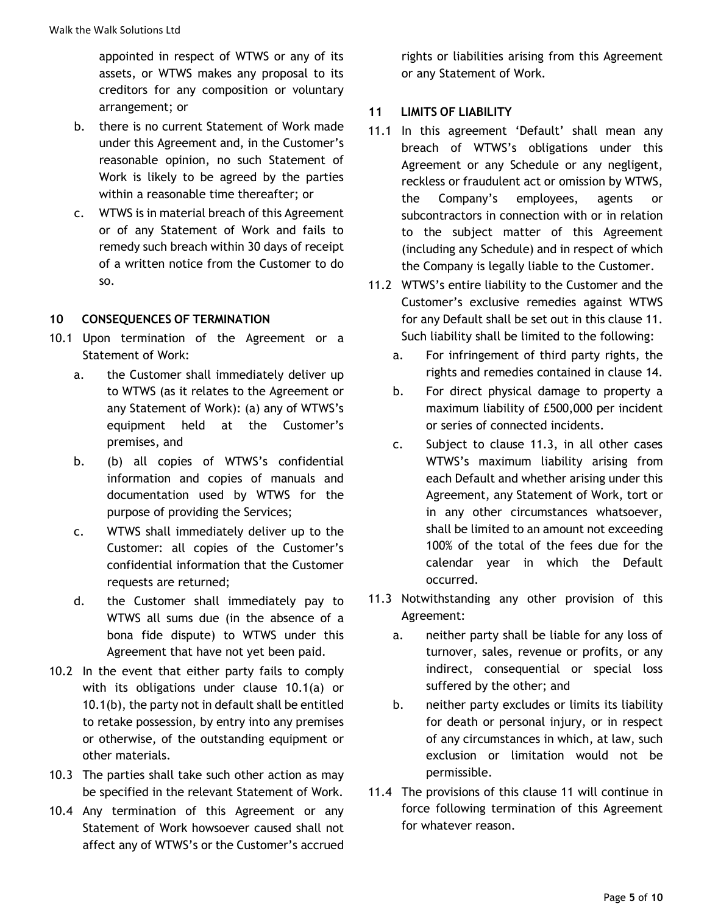appointed in respect of WTWS or any of its assets, or WTWS makes any proposal to its creditors for any composition or voluntary arrangement; or

b. there is no current Statement of Work made under this Agreement and, in the Customer's reasonable opinion, no such Statement of Work is likely to be agreed by the parties within a reasonable time thereafter; or

c. WTWS is in material breach of this Agreement or of any Statement of Work and fails to remedy such breach within 30 days of receipt of a written notice from the Customer to do so.

### 10 CONSEQUENCES OF TERMINATION

10.1 Upon termination of the Agreement or a Statement of Work:

a. the Customer shall immediately deliver up to WTWS (as it relates to the Agreement or any Statement of Work): (a) any of WTWS's equipment held at the Customer's premises, and

b. (b) all copies of WTWS's confidential information and copies of manuals and documentation used by WTWS for the purpose of providing the Services;

c. WTWS shall immediately deliver up to the Customer: all copies of the Customer's confidential information that the Customer requests are returned;

d. the Customer shall immediately pay to WTWS all sums due (in the absence of a bona fide dispute) to WTWS under this Agreement that have not yet been paid.

10.2 In the event that either party fails to comply with its obligations under clause 10.1(a) or 10.1(b), the party not in default shall be entitled to retake possession, by entry into any premises or otherwise, of the outstanding equipment or other materials.

10.3 The parties shall take such other action as may be specified in the relevant Statement of Work.

10.4 Any termination of this Agreement or any Statement of Work howsoever caused shall not affect any of WTWS's or the Customer's accrued rights or liabilities arising from this Agreement or any Statement of Work.

### 11 LIMITS OF LIABILITY

11.1 In this agreement 'Default' shall mean any breach of WTWS's obligations under this Agreement or any Schedule or any negligent, reckless or fraudulent act or omission by WTWS, the Company's employees, agents or subcontractors in connection with or in relation to the subject matter of this Agreement (including any Schedule) and in respect of which the Company is legally liable to the Customer.

11.2 WTWS's entire liability to the Customer and the Customer's exclusive remedies against WTWS for any Default shall be set out in this clause 11. Such liability shall be limited to the following:

a. For infringement of third party rights, the rights and remedies contained in clause 14.

b. For direct physical damage to property a maximum liability of £500,000 per incident or series of connected incidents.

c. Subject to clause 11.3, in all other cases WTWS's maximum liability arising from each Default and whether arising under this Agreement, any Statement of Work, tort or in any other circumstances whatsoever, shall be limited to an amount not exceeding 100% of the total of the fees due for the calendar year in which the Default occurred.

11.3 Notwithstanding any other provision of this Agreement:

a. neither party shall be liable for any loss of turnover, sales, revenue or profits, or any indirect, consequential or special loss suffered by the other; and

b. neither party excludes or limits its liability for death or personal injury, or in respect of any circumstances in which, at law, such exclusion or limitation would not be permissible.

11.4 The provisions of this clause 11 will continue in force following termination of this Agreement for whatever reason.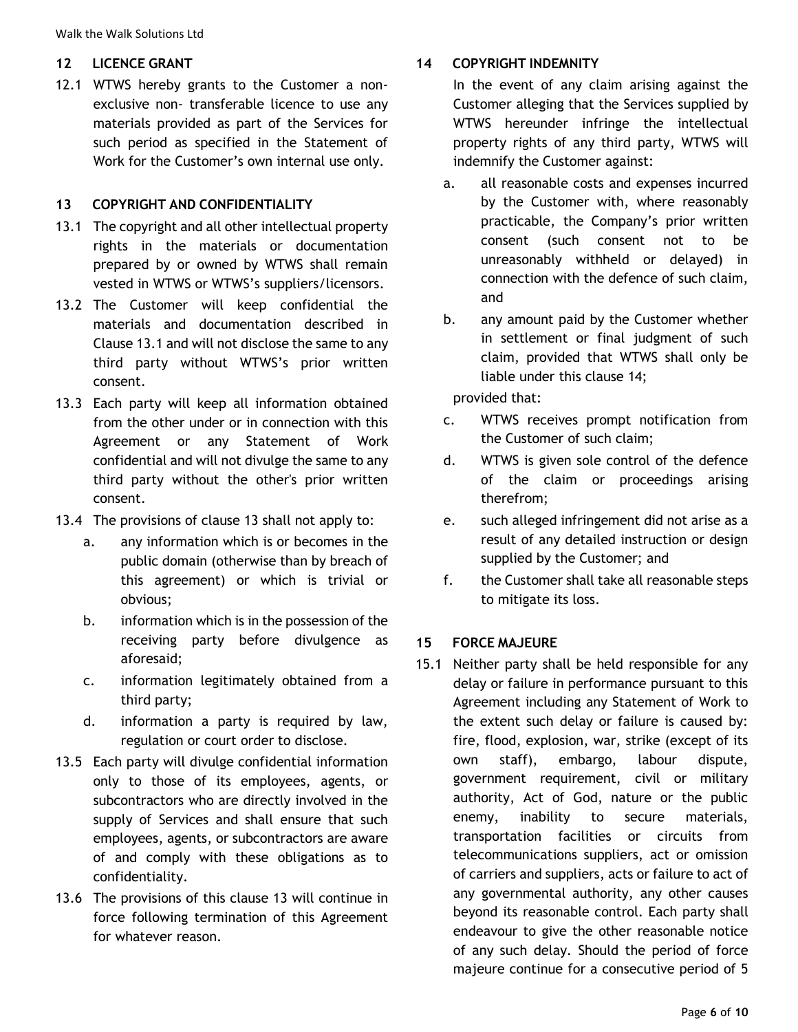## 12 LICENCE GRANT

12.1 WTWS hereby grants to the Customer a non-exclusive non- transferable licence to use any materials provided as part of the Services for such period as specified in the Statement of Work for the Customer's own internal use only.

## 13 COPYRIGHT AND CONFIDENTIALITY

13.1 The copyright and all other intellectual property rights in the materials or documentation prepared by or owned by WTWS shall remain vested in WTWS or WTWS's suppliers/licensors.

13.2 The Customer will keep confidential the materials and documentation described in Clause 13.1 and will not disclose the same to any third party without WTWS's prior written consent.

13.3 Each party will keep all information obtained from the other under or in connection with this Agreement or any Statement of Work confidential and will not divulge the same to any third party without the other's prior written consent.

13.4 The provisions of clause 13 shall not apply to:

a. any information which is or becomes in the public domain (otherwise than by breach of this agreement) or which is trivial or obvious;

b. information which is in the possession of the receiving party before divulgence as aforesaid;

c. information legitimately obtained from a third party;

d. information a party is required by law, regulation or court order to disclose.

13.5 Each party will divulge confidential information only to those of its employees, agents, or subcontractors who are directly involved in the supply of Services and shall ensure that such employees, agents, or subcontractors are aware of and comply with these obligations as to confidentiality.

13.6 The provisions of this clause 13 will continue in force following termination of this Agreement for whatever reason.

## 14 COPYRIGHT INDEMNITY

In the event of any claim arising against the Customer alleging that the Services supplied by WTWS hereunder infringe the intellectual property rights of any third party, WTWS will indemnify the Customer against:

a. all reasonable costs and expenses incurred by the Customer with, where reasonably practicable, the Company's prior written consent (such consent not to be unreasonably withheld or delayed) in connection with the defence of such claim, and

b. any amount paid by the Customer whether in settlement or final judgment of such claim, provided that WTWS shall only be liable under this clause 14;

provided that:

c. WTWS receives prompt notification from the Customer of such claim;

d. WTWS is given sole control of the defence of the claim or proceedings arising therefrom;

e. such alleged infringement did not arise as a result of any detailed instruction or design supplied by the Customer; and

f. the Customer shall take all reasonable steps to mitigate its loss.

## 15 FORCE MAJEURE

15.1 Neither party shall be held responsible for any delay or failure in performance pursuant to this Agreement including any Statement of Work to the extent such delay or failure is caused by: fire, flood, explosion, war, strike (except of its own staff), embargo, labour dispute, government requirement, civil or military authority, Act of God, nature or the public enemy, inability to secure materials, transportation facilities or circuits from telecommunications suppliers, act or omission of carriers and suppliers, acts or failure to act of any governmental authority, any other causes beyond its reasonable control. Each party shall endeavour to give the other reasonable notice of any such delay. Should the period of force majeure continue for a consecutive period of 5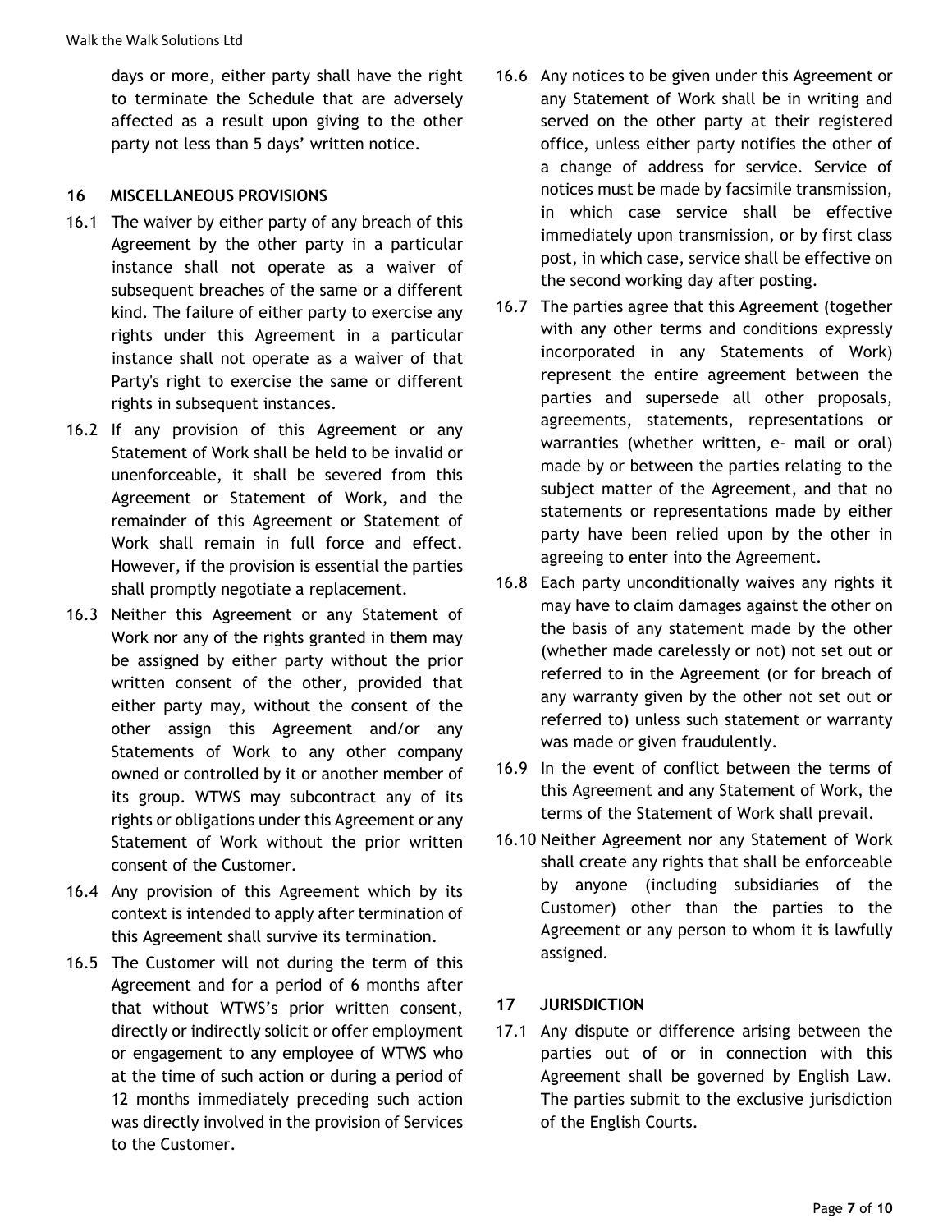days or more, either party shall have the right to terminate the Schedule that are adversely affected as a result upon giving to the other party not less than 5 days' written notice.

## 16 MISCELLANEOUS PROVISIONS

16.1 The waiver by either party of any breach of this Agreement by the other party in a particular instance shall not operate as a waiver of subsequent breaches of the same or a different kind. The failure of either party to exercise any rights under this Agreement in a particular instance shall not operate as a waiver of that Party's right to exercise the same or different rights in subsequent instances.

16.2 If any provision of this Agreement or any Statement of Work shall be held to be invalid or unenforceable, it shall be severed from this Agreement or Statement of Work, and the remainder of this Agreement or Statement of Work shall remain in full force and effect. However, if the provision is essential the parties shall promptly negotiate a replacement.

16.3 Neither this Agreement or any Statement of Work nor any of the rights granted in them may be assigned by either party without the prior written consent of the other, provided that either party may, without the consent of the other assign this Agreement and/or any Statements of Work to any other company owned or controlled by it or another member of its group. WTWS may subcontract any of its rights or obligations under this Agreement or any Statement of Work without the prior written consent of the Customer.

16.4 Any provision of this Agreement which by its context is intended to apply after termination of this Agreement shall survive its termination.

16.5 The Customer will not during the term of this Agreement and for a period of 6 months after that without WTWS's prior written consent, directly or indirectly solicit or offer employment or engagement to any employee of WTWS who at the time of such action or during a period of 12 months immediately preceding such action was directly involved in the provision of Services to the Customer.

16.6 Any notices to be given under this Agreement or any Statement of Work shall be in writing and served on the other party at their registered office, unless either party notifies the other of a change of address for service. Service of notices must be made by facsimile transmission, in which case service shall be effective immediately upon transmission, or by first class post, in which case, service shall be effective on the second working day after posting.

16.7 The parties agree that this Agreement (together with any other terms and conditions expressly incorporated in any Statements of Work) represent the entire agreement between the parties and supersede all other proposals, agreements, statements, representations or warranties (whether written, e- mail or oral) made by or between the parties relating to the subject matter of the Agreement, and that no statements or representations made by either party have been relied upon by the other in agreeing to enter into the Agreement.

16.8 Each party unconditionally waives any rights it may have to claim damages against the other on the basis of any statement made by the other (whether made carelessly or not) not set out or referred to in the Agreement (or for breach of any warranty given by the other not set out or referred to) unless such statement or warranty was made or given fraudulently.

16.9 In the event of conflict between the terms of this Agreement and any Statement of Work, the terms of the Statement of Work shall prevail.

16.10 Neither Agreement nor any Statement of Work shall create any rights that shall be enforceable by anyone (including subsidiaries of the Customer) other than the parties to the Agreement or any person to whom it is lawfully assigned.

## 17 JURISDICTION

17.1 Any dispute or difference arising between the parties out of or in connection with this Agreement shall be governed by English Law. The parties submit to the exclusive jurisdiction of the English Courts.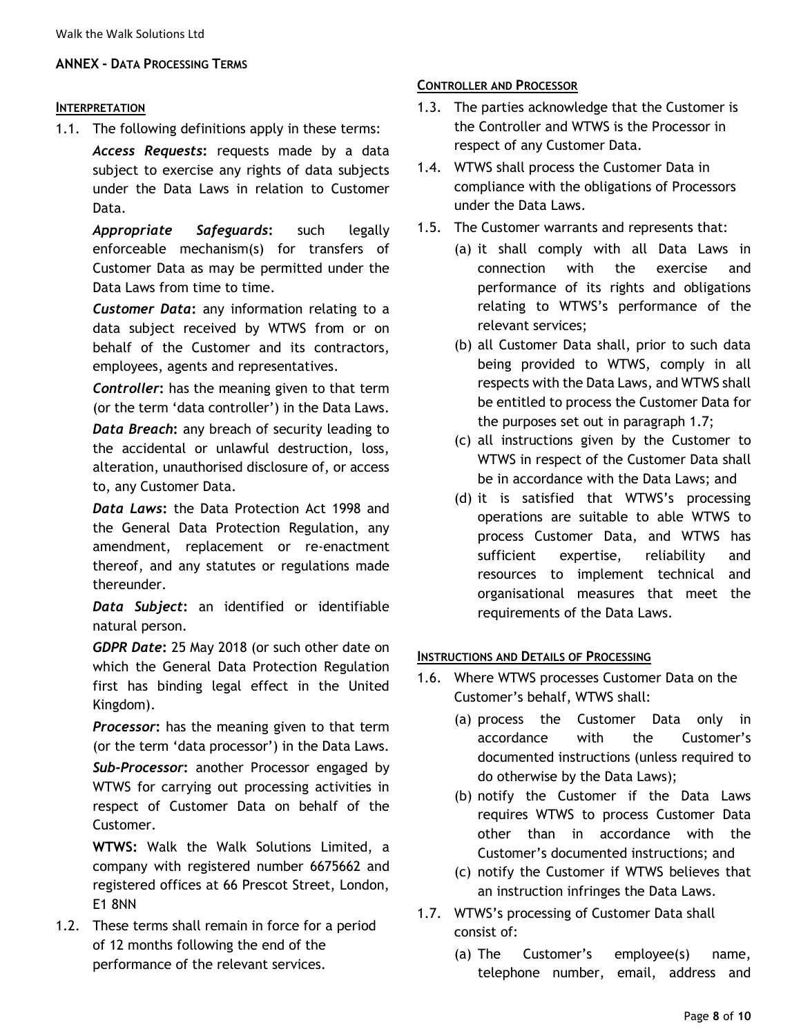**ANNEX - DATA PROCESSING TERMS**

**INTERPRETATION**

1.1. The following definitions apply in these terms:

***Access Requests*:** requests made by a data subject to exercise any rights of data subjects under the Data Laws in relation to Customer Data.

***Appropriate Safeguards*:** such legally enforceable mechanism(s) for transfers of Customer Data as may be permitted under the Data Laws from time to time.

***Customer Data*:** any information relating to a data subject received by WTWS from or on behalf of the Customer and its contractors, employees, agents and representatives.

***Controller*:** has the meaning given to that term (or the term 'data controller') in the Data Laws.

***Data Breach*:** any breach of security leading to the accidental or unlawful destruction, loss, alteration, unauthorised disclosure of, or access to, any Customer Data.

***Data Laws*:** the Data Protection Act 1998 and the General Data Protection Regulation, any amendment, replacement or re-enactment thereof, and any statutes or regulations made thereunder.

***Data Subject*:** an identified or identifiable natural person.

***GDPR Date*:** 25 May 2018 (or such other date on which the General Data Protection Regulation first has binding legal effect in the United Kingdom).

***Processor*:** has the meaning given to that term (or the term 'data processor') in the Data Laws.

***Sub-Processor*:** another Processor engaged by WTWS for carrying out processing activities in respect of Customer Data on behalf of the Customer.

**WTWS:** Walk the Walk Solutions Limited, a company with registered number 6675662 and registered offices at 66 Prescot Street, London, E1 8NN

1.2. These terms shall remain in force for a period of 12 months following the end of the performance of the relevant services.

**CONTROLLER AND PROCESSOR**

1.3. The parties acknowledge that the Customer is the Controller and WTWS is the Processor in respect of any Customer Data.

1.4. WTWS shall process the Customer Data in compliance with the obligations of Processors under the Data Laws.

1.5. The Customer warrants and represents that:

(a) it shall comply with all Data Laws in connection with the exercise and performance of its rights and obligations relating to WTWS's performance of the relevant services;

(b) all Customer Data shall, prior to such data being provided to WTWS, comply in all respects with the Data Laws, and WTWS shall be entitled to process the Customer Data for the purposes set out in paragraph 1.7;

(c) all instructions given by the Customer to WTWS in respect of the Customer Data shall be in accordance with the Data Laws; and

(d) it is satisfied that WTWS's processing operations are suitable to able WTWS to process Customer Data, and WTWS has sufficient expertise, reliability and resources to implement technical and organisational measures that meet the requirements of the Data Laws.

**INSTRUCTIONS AND DETAILS OF PROCESSING**

1.6. Where WTWS processes Customer Data on the Customer's behalf, WTWS shall:

(a) process the Customer Data only in accordance with the Customer's documented instructions (unless required to do otherwise by the Data Laws);

(b) notify the Customer if the Data Laws requires WTWS to process Customer Data other than in accordance with the Customer's documented instructions; and

(c) notify the Customer if WTWS believes that an instruction infringes the Data Laws.

1.7. WTWS's processing of Customer Data shall consist of:

(a) The Customer's employee(s) name, telephone number, email, address and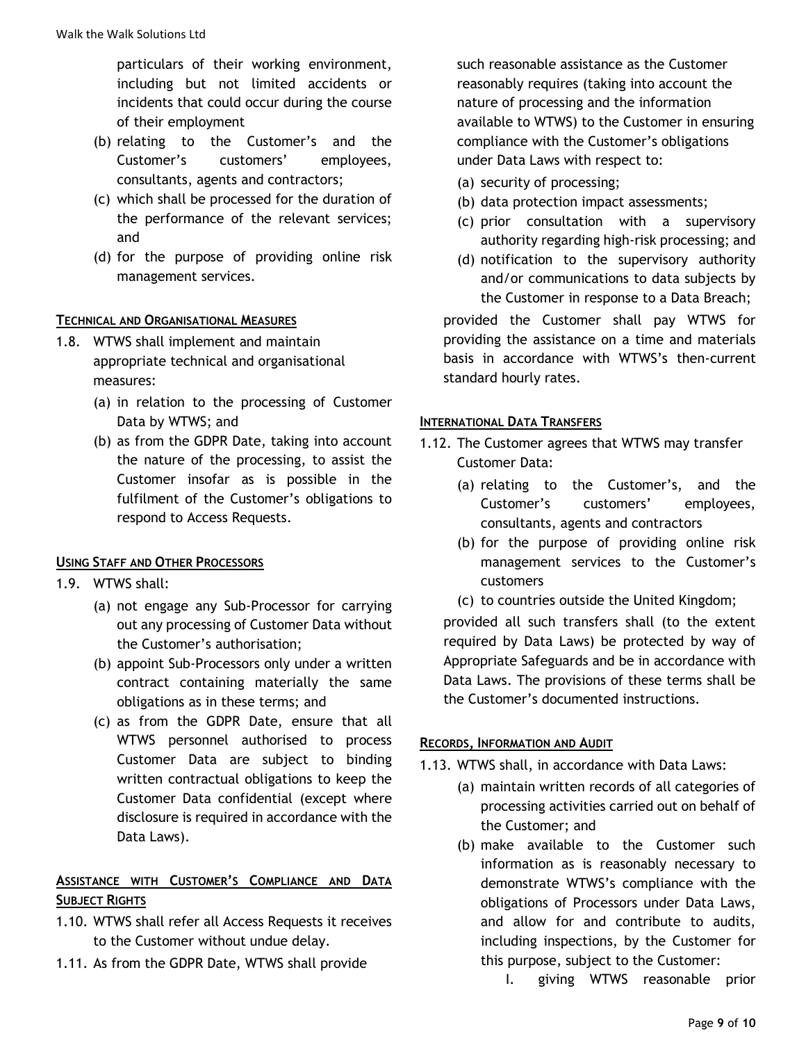particulars of their working environment, including but not limited accidents or incidents that could occur during the course of their employment

(b) relating to the Customer's and the Customer's customers' employees, consultants, agents and contractors;

(c) which shall be processed for the duration of the performance of the relevant services; and

(d) for the purpose of providing online risk management services.

**TECHNICAL AND ORGANISATIONAL MEASURES**

1.8. WTWS shall implement and maintain appropriate technical and organisational measures:

(a) in relation to the processing of Customer Data by WTWS; and

(b) as from the GDPR Date, taking into account the nature of the processing, to assist the Customer insofar as is possible in the fulfilment of the Customer's obligations to respond to Access Requests.

**USING STAFF AND OTHER PROCESSORS**

1.9. WTWS shall:

(a) not engage any Sub-Processor for carrying out any processing of Customer Data without the Customer's authorisation;

(b) appoint Sub-Processors only under a written contract containing materially the same obligations as in these terms; and

(c) as from the GDPR Date, ensure that all WTWS personnel authorised to process Customer Data are subject to binding written contractual obligations to keep the Customer Data confidential (except where disclosure is required in accordance with the Data Laws).

**ASSISTANCE WITH CUSTOMER'S COMPLIANCE AND DATA SUBJECT RIGHTS**

1.10. WTWS shall refer all Access Requests it receives to the Customer without undue delay.

1.11. As from the GDPR Date, WTWS shall provide such reasonable assistance as the Customer reasonably requires (taking into account the nature of processing and the information available to WTWS) to the Customer in ensuring compliance with the Customer's obligations under Data Laws with respect to:

(a) security of processing;

(b) data protection impact assessments;

(c) prior consultation with a supervisory authority regarding high-risk processing; and

(d) notification to the supervisory authority and/or communications to data subjects by the Customer in response to a Data Breach;

provided the Customer shall pay WTWS for providing the assistance on a time and materials basis in accordance with WTWS's then-current standard hourly rates.

**INTERNATIONAL DATA TRANSFERS**

1.12. The Customer agrees that WTWS may transfer Customer Data:

(a) relating to the Customer's, and the Customer's customers' employees, consultants, agents and contractors

(b) for the purpose of providing online risk management services to the Customer's customers

(c) to countries outside the United Kingdom;

provided all such transfers shall (to the extent required by Data Laws) be protected by way of Appropriate Safeguards and be in accordance with Data Laws. The provisions of these terms shall be the Customer's documented instructions.

**RECORDS, INFORMATION AND AUDIT**

1.13. WTWS shall, in accordance with Data Laws:

(a) maintain written records of all categories of processing activities carried out on behalf of the Customer; and

(b) make available to the Customer such information as is reasonably necessary to demonstrate WTWS's compliance with the obligations of Processors under Data Laws, and allow for and contribute to audits, including inspections, by the Customer for this purpose, subject to the Customer:

I. giving WTWS reasonable prior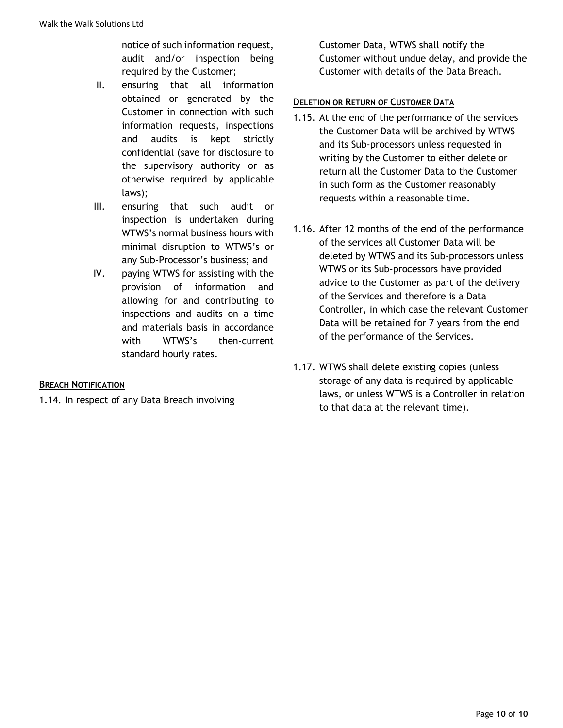notice of such information request, audit and/or inspection being required by the Customer;

II. ensuring that all information obtained or generated by the Customer in connection with such information requests, inspections and audits is kept strictly confidential (save for disclosure to the supervisory authority or as otherwise required by applicable laws);

III. ensuring that such audit or inspection is undertaken during WTWS's normal business hours with minimal disruption to WTWS's or any Sub-Processor's business; and

IV. paying WTWS for assisting with the provision of information and allowing for and contributing to inspections and audits on a time and materials basis in accordance with WTWS's then-current standard hourly rates.

**BREACH NOTIFICATION**

1.14. In respect of any Data Breach involving Customer Data, WTWS shall notify the Customer without undue delay, and provide the Customer with details of the Data Breach.

**DELETION OR RETURN OF CUSTOMER DATA**

1.15. At the end of the performance of the services the Customer Data will be archived by WTWS and its Sub-processors unless requested in writing by the Customer to either delete or return all the Customer Data to the Customer in such form as the Customer reasonably requests within a reasonable time.

1.16. After 12 months of the end of the performance of the services all Customer Data will be deleted by WTWS and its Sub-processors unless WTWS or its Sub-processors have provided advice to the Customer as part of the delivery of the Services and therefore is a Data Controller, in which case the relevant Customer Data will be retained for 7 years from the end of the performance of the Services.

1.17. WTWS shall delete existing copies (unless storage of any data is required by applicable laws, or unless WTWS is a Controller in relation to that data at the relevant time).